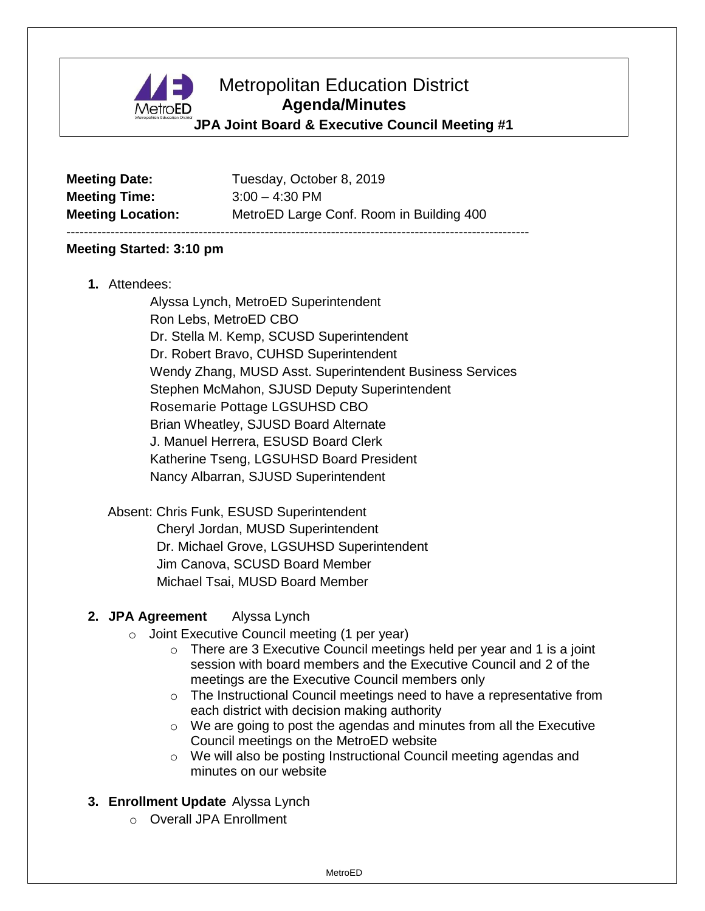# Metropolitan Education District

## Agenda/Minutes

### JPA Joint Board & Executive Council Meeting #1

**Meeting Date:** Tuesday, October 8, 2019
**Meeting Time:** 3:00 – 4:30 PM
**Meeting Location:** MetroED Large Conf. Room in Building 400

---

**Meeting Started: 3:10 pm**

1. Attendees:
   - Alyssa Lynch, MetroED Superintendent
   - Ron Lebs, MetroED CBO
   - Dr. Stella M. Kemp, SCUSD Superintendent
   - Dr. Robert Bravo, CUHSD Superintendent
   - Wendy Zhang, MUSD Asst. Superintendent Business Services
   - Stephen McMahon, SJUSD Deputy Superintendent
   - Rosemarie Pottage LGSUHSD CBO
   - Brian Wheatley, SJUSD Board Alternate
   - J. Manuel Herrera, ESUSD Board Clerk
   - Katherine Tseng, LGSUHSD Board President
   - Nancy Albarran, SJUSD Superintendent

   Absent:
   - Chris Funk, ESUSD Superintendent
   - Cheryl Jordan, MUSD Superintendent
   - Dr. Michael Grove, LGSUHSD Superintendent
   - Jim Canova, SCUSD Board Member
   - Michael Tsai, MUSD Board Member

2. **JPA Agreement** Alyssa Lynch
   - Joint Executive Council meeting (1 per year)
     - There are 3 Executive Council meetings held per year and 1 is a joint session with board members and the Executive Council and 2 of the meetings are the Executive Council members only
     - The Instructional Council meetings need to have a representative from each district with decision making authority
     - We are going to post the agendas and minutes from all the Executive Council meetings on the MetroED website
     - We will also be posting Instructional Council meeting agendas and minutes on our website

3. **Enrollment Update** Alyssa Lynch
   - Overall JPA Enrollment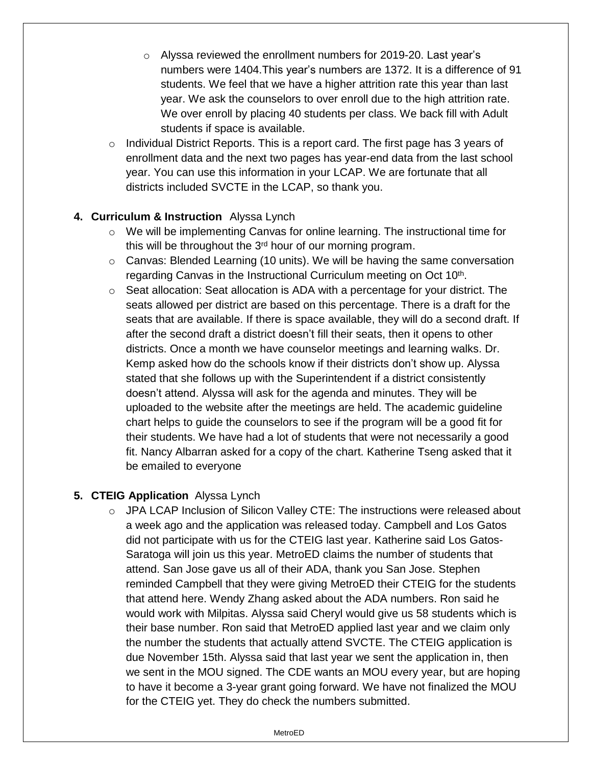- Alyssa reviewed the enrollment numbers for 2019-20. Last year's numbers were 1404.This year's numbers are 1372. It is a difference of 91 students. We feel that we have a higher attrition rate this year than last year. We ask the counselors to over enroll due to the high attrition rate. We over enroll by placing 40 students per class. We back fill with Adult students if space is available.
- Individual District Reports. This is a report card. The first page has 3 years of enrollment data and the next two pages has year-end data from the last school year. You can use this information in your LCAP. We are fortunate that all districts included SVCTE in the LCAP, so thank you.

**4. Curriculum & Instruction** Alyssa Lynch

- We will be implementing Canvas for online learning. The instructional time for this will be throughout the 3rd hour of our morning program.
- Canvas: Blended Learning (10 units). We will be having the same conversation regarding Canvas in the Instructional Curriculum meeting on Oct 10th.
- Seat allocation: Seat allocation is ADA with a percentage for your district. The seats allowed per district are based on this percentage. There is a draft for the seats that are available. If there is space available, they will do a second draft. If after the second draft a district doesn't fill their seats, then it opens to other districts. Once a month we have counselor meetings and learning walks. Dr. Kemp asked how do the schools know if their districts don't show up. Alyssa stated that she follows up with the Superintendent if a district consistently doesn't attend. Alyssa will ask for the agenda and minutes. They will be uploaded to the website after the meetings are held. The academic guideline chart helps to guide the counselors to see if the program will be a good fit for their students. We have had a lot of students that were not necessarily a good fit. Nancy Albarran asked for a copy of the chart. Katherine Tseng asked that it be emailed to everyone

**5. CTEIG Application** Alyssa Lynch

- JPA LCAP Inclusion of Silicon Valley CTE: The instructions were released about a week ago and the application was released today. Campbell and Los Gatos did not participate with us for the CTEIG last year. Katherine said Los Gatos-Saratoga will join us this year. MetroED claims the number of students that attend. San Jose gave us all of their ADA, thank you San Jose. Stephen reminded Campbell that they were giving MetroED their CTEIG for the students that attend here. Wendy Zhang asked about the ADA numbers. Ron said he would work with Milpitas. Alyssa said Cheryl would give us 58 students which is their base number. Ron said that MetroED applied last year and we claim only the number the students that actually attend SVCTE. The CTEIG application is due November 15th. Alyssa said that last year we sent the application in, then we sent in the MOU signed. The CDE wants an MOU every year, but are hoping to have it become a 3-year grant going forward. We have not finalized the MOU for the CTEIG yet. They do check the numbers submitted.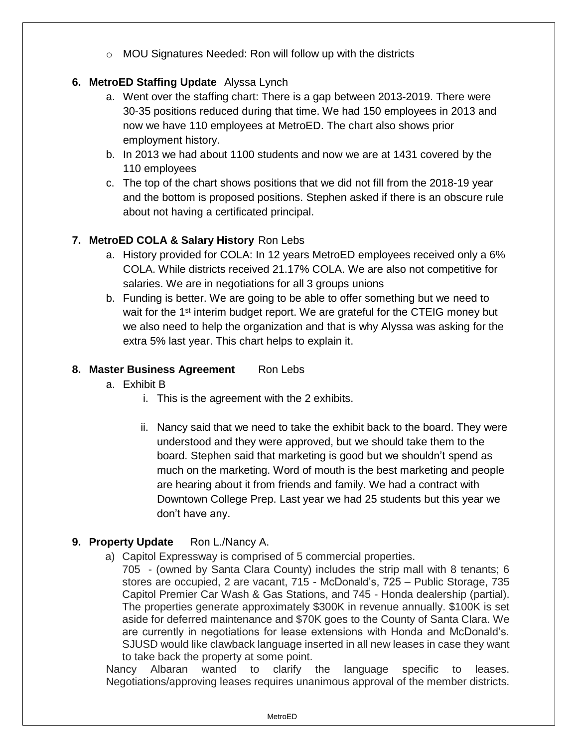- MOU Signatures Needed: Ron will follow up with the districts

**6. MetroED Staffing Update** Alyssa Lynch

a. Went over the staffing chart: There is a gap between 2013-2019. There were 30-35 positions reduced during that time. We had 150 employees in 2013 and now we have 110 employees at MetroED. The chart also shows prior employment history.

b. In 2013 we had about 1100 students and now we are at 1431 covered by the 110 employees

c. The top of the chart shows positions that we did not fill from the 2018-19 year and the bottom is proposed positions. Stephen asked if there is an obscure rule about not having a certificated principal.

**7. MetroED COLA & Salary History** Ron Lebs

a. History provided for COLA: In 12 years MetroED employees received only a 6% COLA. While districts received 21.17% COLA. We are also not competitive for salaries. We are in negotiations for all 3 groups unions

b. Funding is better. We are going to be able to offer something but we need to wait for the 1st interim budget report. We are grateful for the CTEIG money but we also need to help the organization and that is why Alyssa was asking for the extra 5% last year. This chart helps to explain it.

**8. Master Business Agreement** Ron Lebs

a. Exhibit B

i. This is the agreement with the 2 exhibits.

ii. Nancy said that we need to take the exhibit back to the board. They were understood and they were approved, but we should take them to the board. Stephen said that marketing is good but we shouldn't spend as much on the marketing. Word of mouth is the best marketing and people are hearing about it from friends and family. We had a contract with Downtown College Prep. Last year we had 25 students but this year we don't have any.

**9. Property Update** Ron L./Nancy A.

a) Capitol Expressway is comprised of 5 commercial properties.
705 - (owned by Santa Clara County) includes the strip mall with 8 tenants; 6 stores are occupied, 2 are vacant, 715 - McDonald's, 725 – Public Storage, 735 Capitol Premier Car Wash & Gas Stations, and 745 - Honda dealership (partial). The properties generate approximately $300K in revenue annually. $100K is set aside for deferred maintenance and $70K goes to the County of Santa Clara. We are currently in negotiations for lease extensions with Honda and McDonald's. SJUSD would like clawback language inserted in all new leases in case they want to take back the property at some point.

Nancy Albaran wanted to clarify the language specific to leases. Negotiations/approving leases requires unanimous approval of the member districts.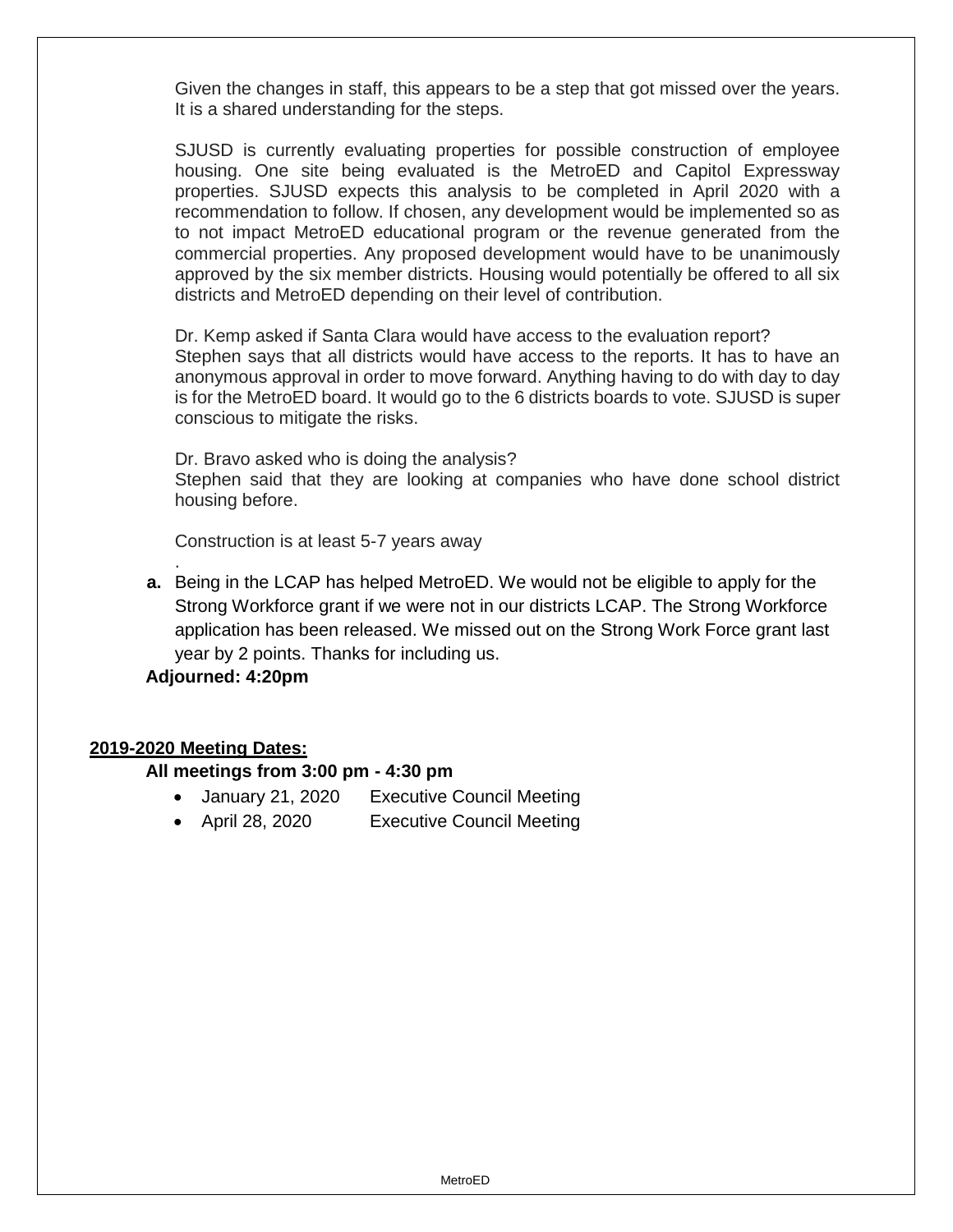Given the changes in staff, this appears to be a step that got missed over the years. It is a shared understanding for the steps.

SJUSD is currently evaluating properties for possible construction of employee housing. One site being evaluated is the MetroED and Capitol Expressway properties. SJUSD expects this analysis to be completed in April 2020 with a recommendation to follow. If chosen, any development would be implemented so as to not impact MetroED educational program or the revenue generated from the commercial properties. Any proposed development would have to be unanimously approved by the six member districts. Housing would potentially be offered to all six districts and MetroED depending on their level of contribution.

Dr. Kemp asked if Santa Clara would have access to the evaluation report?
Stephen says that all districts would have access to the reports. It has to have an anonymous approval in order to move forward. Anything having to do with day to day is for the MetroED board. It would go to the 6 districts boards to vote. SJUSD is super conscious to mitigate the risks.

Dr. Bravo asked who is doing the analysis?
Stephen said that they are looking at companies who have done school district housing before.

Construction is at least 5-7 years away

.

**a.** Being in the LCAP has helped MetroED. We would not be eligible to apply for the Strong Workforce grant if we were not in our districts LCAP. The Strong Workforce application has been released. We missed out on the Strong Work Force grant last year by 2 points. Thanks for including us.

**Adjourned: 4:20pm**

**2019-2020 Meeting Dates:**

**All meetings from 3:00 pm - 4:30 pm**

- January 21, 2020 Executive Council Meeting
- April 28, 2020 Executive Council Meeting